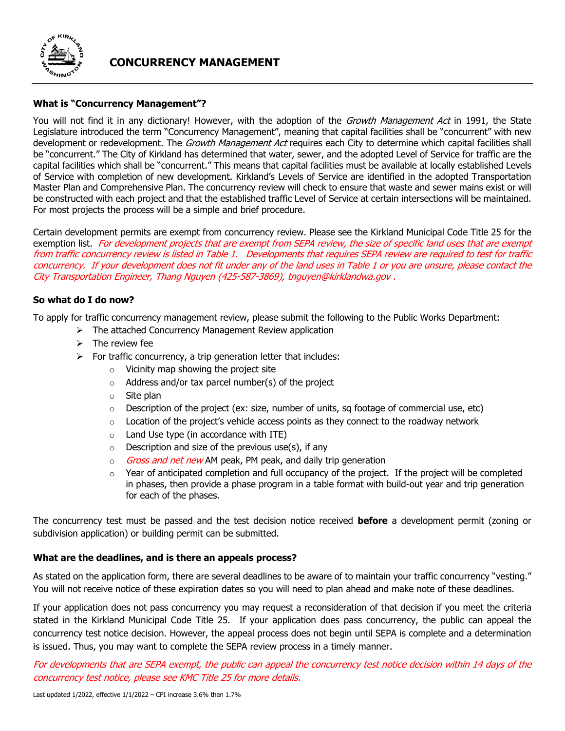# CONCURRENCY MANAGEMENT

### What is "Concurrency Management"?

You will not find it in any dictionary! However, with the adoption of the *Growth Management Act* in 1991, the State Legislature introduced the term "Concurrency Management", meaning that capital facilities shall be "concurrent" with new development or redevelopment. The *Growth Management Act* requires each City to determine which capital facilities shall be "concurrent." The City of Kirkland has determined that water, sewer, and the adopted Level of Service for traffic are the capital facilities which shall be "concurrent." This means that capital facilities must be available at locally established Levels of Service with completion of new development. Kirkland's Levels of Service are identified in the adopted Transportation Master Plan and Comprehensive Plan. The concurrency review will check to ensure that waste and sewer mains exist or will be constructed with each project and that the established traffic Level of Service at certain intersections will be maintained. For most projects the process will be a simple and brief procedure.

Certain development permits are exempt from concurrency review. Please see the Kirkland Municipal Code Title 25 for the exemption list. *For development projects that are exempt from SEPA review, the size of specific land uses that are exempt from traffic concurrency review is listed in Table 1. Developments that requires SEPA review are required to test for traffic concurrency. If your development does not fit under any of the land uses in Table 1 or you are unsure, please contact the City Transportation Engineer, Thang Nguyen (425-587-3869), tnguyen@kirklandwa.gov .*

### So what do I do now?

To apply for traffic concurrency management review, please submit the following to the Public Works Department:

- The attached Concurrency Management Review application
- The review fee
- For traffic concurrency, a trip generation letter that includes:
  - Vicinity map showing the project site
  - Address and/or tax parcel number(s) of the project
  - Site plan
  - Description of the project (ex: size, number of units, sq footage of commercial use, etc)
  - Location of the project's vehicle access points as they connect to the roadway network
  - Land Use type (in accordance with ITE)
  - Description and size of the previous use(s), if any
  - *Gross and net new* AM peak, PM peak, and daily trip generation
  - Year of anticipated completion and full occupancy of the project. If the project will be completed in phases, then provide a phase program in a table format with build-out year and trip generation for each of the phases.

The concurrency test must be passed and the test decision notice received **before** a development permit (zoning or subdivision application) or building permit can be submitted.

### What are the deadlines, and is there an appeals process?

As stated on the application form, there are several deadlines to be aware of to maintain your traffic concurrency "vesting." You will not receive notice of these expiration dates so you will need to plan ahead and make note of these deadlines.

If your application does not pass concurrency you may request a reconsideration of that decision if you meet the criteria stated in the Kirkland Municipal Code Title 25. If your application does pass concurrency, the public can appeal the concurrency test notice decision. However, the appeal process does not begin until SEPA is complete and a determination is issued. Thus, you may want to complete the SEPA review process in a timely manner.

*For developments that are SEPA exempt, the public can appeal the concurrency test notice decision within 14 days of the concurrency test notice, please see KMC Title 25 for more details.*

Last updated 1/2022, effective 1/1/2022 – CPI increase 3.6% then 1.7%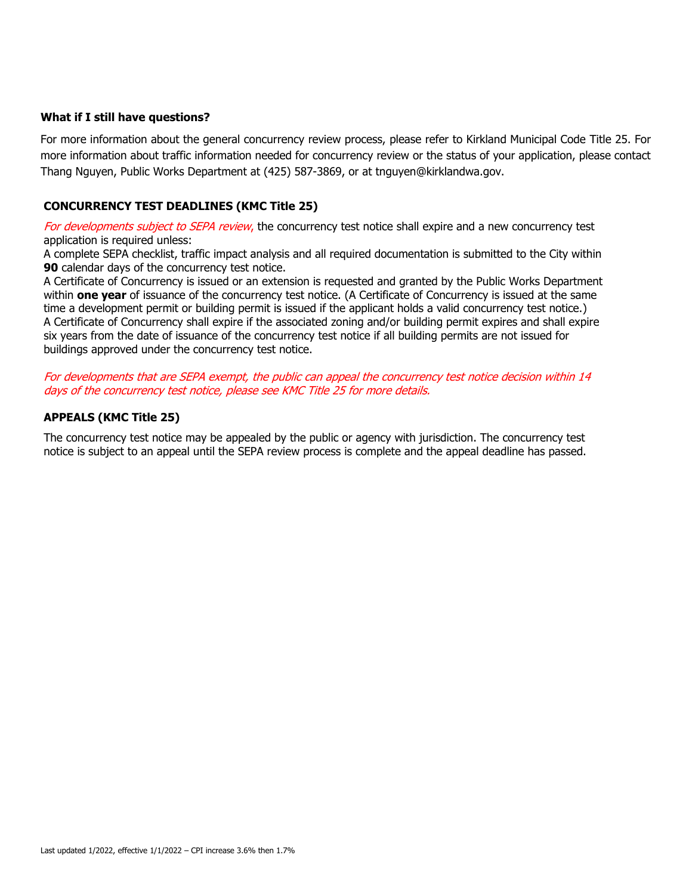**What if I still have questions?**

For more information about the general concurrency review process, please refer to Kirkland Municipal Code Title 25. For more information about traffic information needed for concurrency review or the status of your application, please contact Thang Nguyen, Public Works Department at (425) 587-3869, or at tnguyen@kirklandwa.gov.

## CONCURRENCY TEST DEADLINES (KMC Title 25)

*For developments subject to SEPA review,* the concurrency test notice shall expire and a new concurrency test application is required unless:

A complete SEPA checklist, traffic impact analysis and all required documentation is submitted to the City within **90** calendar days of the concurrency test notice.

A Certificate of Concurrency is issued or an extension is requested and granted by the Public Works Department within **one year** of issuance of the concurrency test notice. (A Certificate of Concurrency is issued at the same time a development permit or building permit is issued if the applicant holds a valid concurrency test notice.)

A Certificate of Concurrency shall expire if the associated zoning and/or building permit expires and shall expire six years from the date of issuance of the concurrency test notice if all building permits are not issued for buildings approved under the concurrency test notice.

*For developments that are SEPA exempt, the public can appeal the concurrency test notice decision within 14 days of the concurrency test notice, please see KMC Title 25 for more details.*

## APPEALS (KMC Title 25)

The concurrency test notice may be appealed by the public or agency with jurisdiction. The concurrency test notice is subject to an appeal until the SEPA review process is complete and the appeal deadline has passed.

Last updated 1/2022, effective 1/1/2022 – CPI increase 3.6% then 1.7%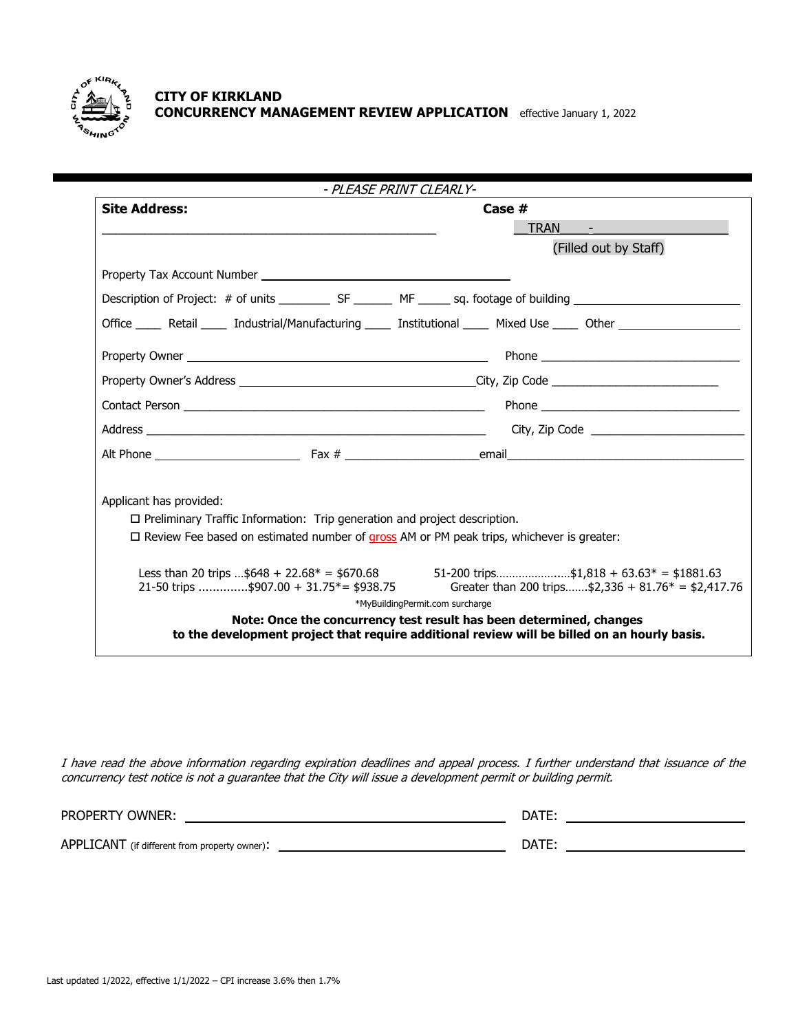**CITY OF KIRKLAND**
**CONCURRENCY MANAGEMENT REVIEW APPLICATION** effective January 1, 2022

*- PLEASE PRINT CLEARLY-*

**Site Address:** ______________________________________________

**Case #** TRAN - ____________
(Filled out by Staff)

Property Tax Account Number ________________________________

Description of Project: # of units ________ SF ______ MF _____ sq. footage of building ______________________

Office ____ Retail ____ Industrial/Manufacturing ____ Institutional ____ Mixed Use ____ Other _________________

Property Owner ________________________________________ Phone ___________________________

Property Owner's Address ______________________________ City, Zip Code _____________________

Contact Person ________________________________________ Phone ___________________________

Address _____________________________________________ City, Zip Code _____________________

Alt Phone ____________________ Fax # __________________ email __________________________________

Applicant has provided:

- ☐ Preliminary Traffic Information: Trip generation and project description.
- ☐ Review Fee based on estimated number of gross AM or PM peak trips, whichever is greater:

Less than 20 trips …$648 + 22.68* = $670.68
21-50 trips .............$907.00 + 31.75*= $938.75
51-200 trips…………………..$1,818 + 63.63* = $1881.63
Greater than 200 trips…….$2,336 + 81.76* = $2,417.76

*MyBuildingPermit.com surcharge

**Note: Once the concurrency test result has been determined, changes to the development project that require additional review will be billed on an hourly basis.**

*I have read the above information regarding expiration deadlines and appeal process. I further understand that issuance of the concurrency test notice is not a guarantee that the City will issue a development permit or building permit.*

PROPERTY OWNER: ________________________________ DATE: ____________________

APPLICANT (if different from property owner): ________________________________ DATE: ____________________

Last updated 1/2022, effective 1/1/2022 – CPI increase 3.6% then 1.7%